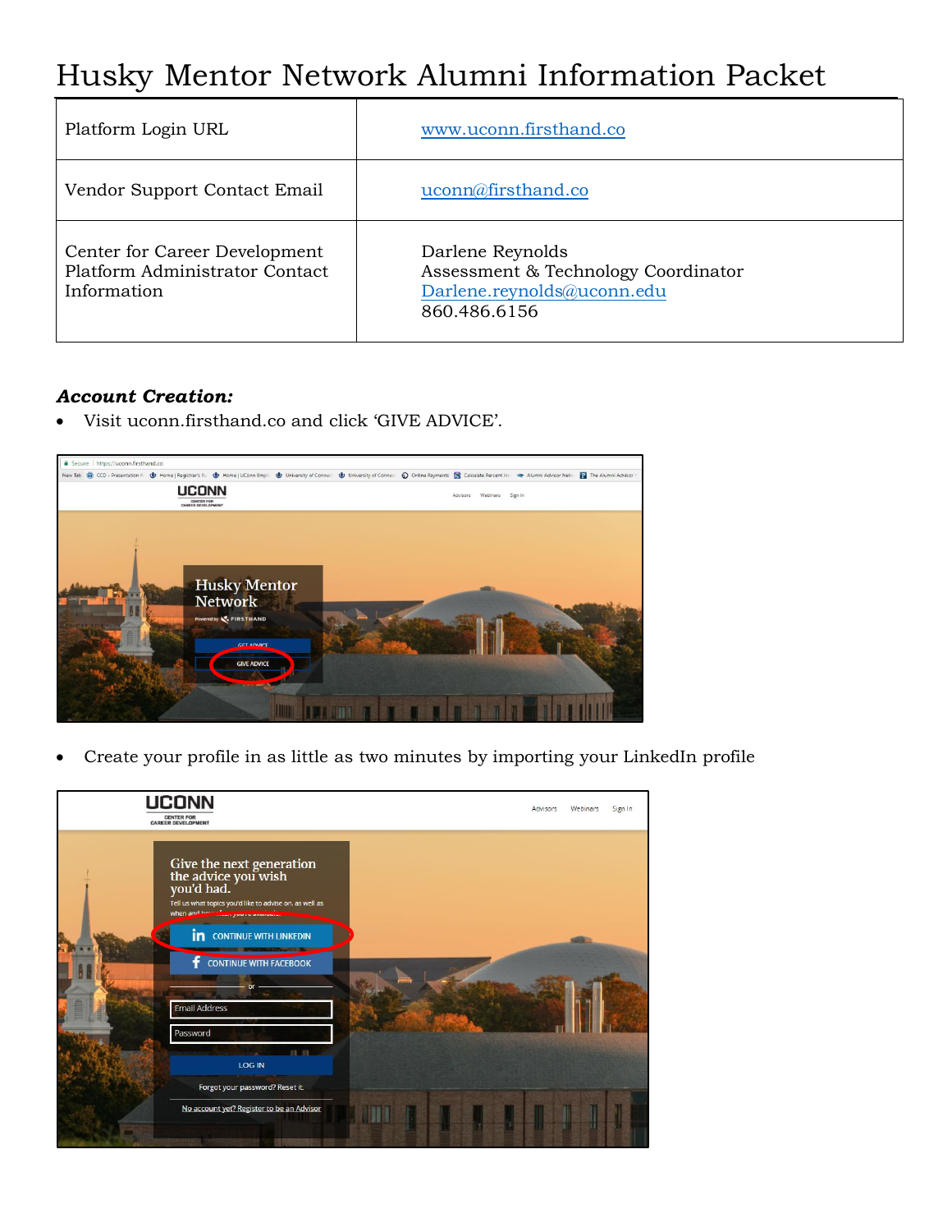# Husky Mentor Network Alumni Information Packet

| | |
|---|---|
| Platform Login URL | www.uconn.firsthand.co |
| Vendor Support Contact Email | uconn@firsthand.co |
| Center for Career Development Platform Administrator Contact Information | Darlene Reynolds<br>Assessment & Technology Coordinator<br>Darlene.reynolds@uconn.edu<br>860.486.6156 |

***Account Creation:***

- Visit uconn.firsthand.co and click 'GIVE ADVICE'.

- Create your profile in as little as two minutes by importing your LinkedIn profile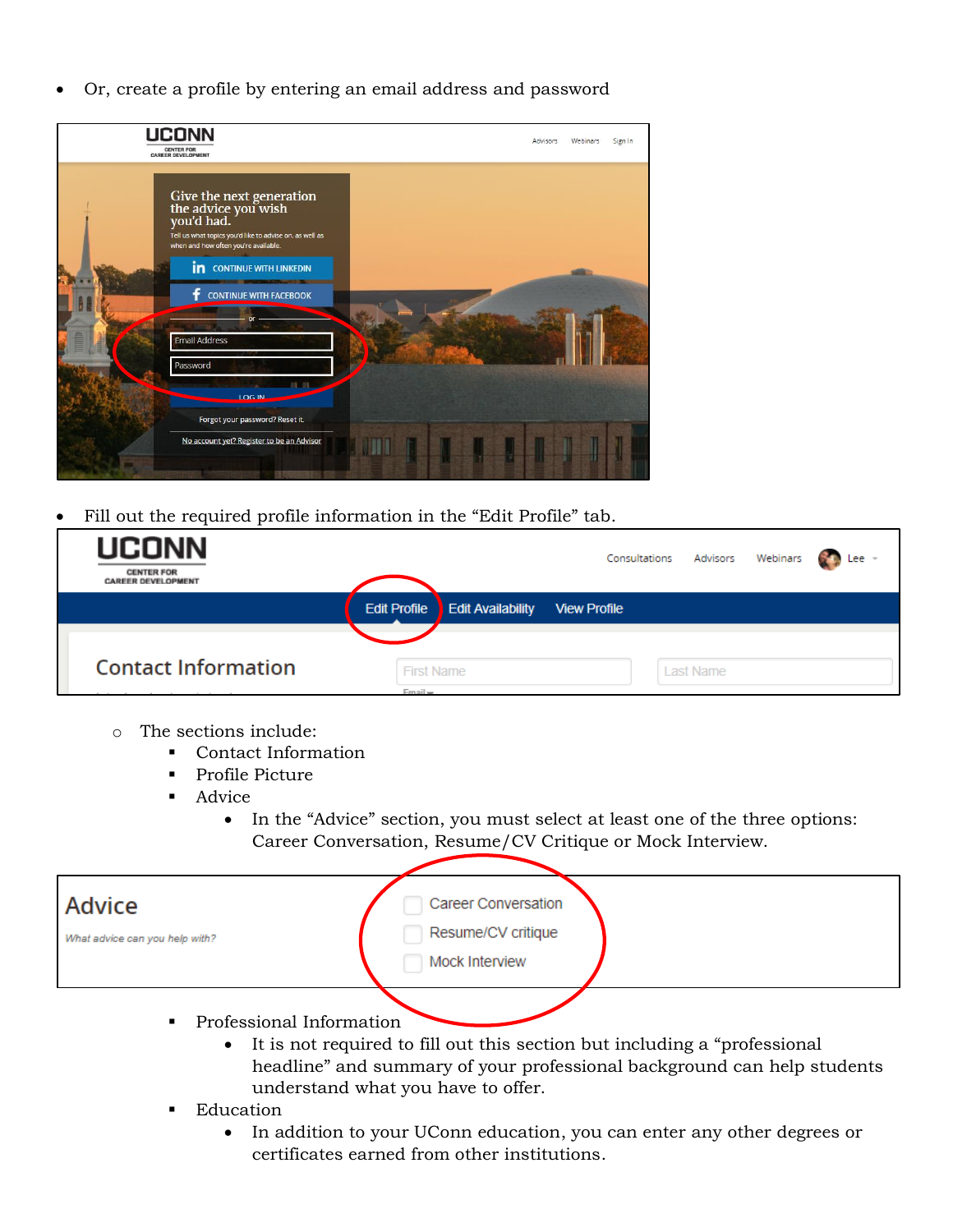- Or, create a profile by entering an email address and password

- Fill out the required profile information in the "Edit Profile" tab.

  - The sections include:
    - Contact Information
    - Profile Picture
    - Advice
      - In the "Advice" section, you must select at least one of the three options: Career Conversation, Resume/CV Critique or Mock Interview.

    - Professional Information
      - It is not required to fill out this section but including a "professional headline" and summary of your professional background can help students understand what you have to offer.
    - Education
      - In addition to your UConn education, you can enter any other degrees or certificates earned from other institutions.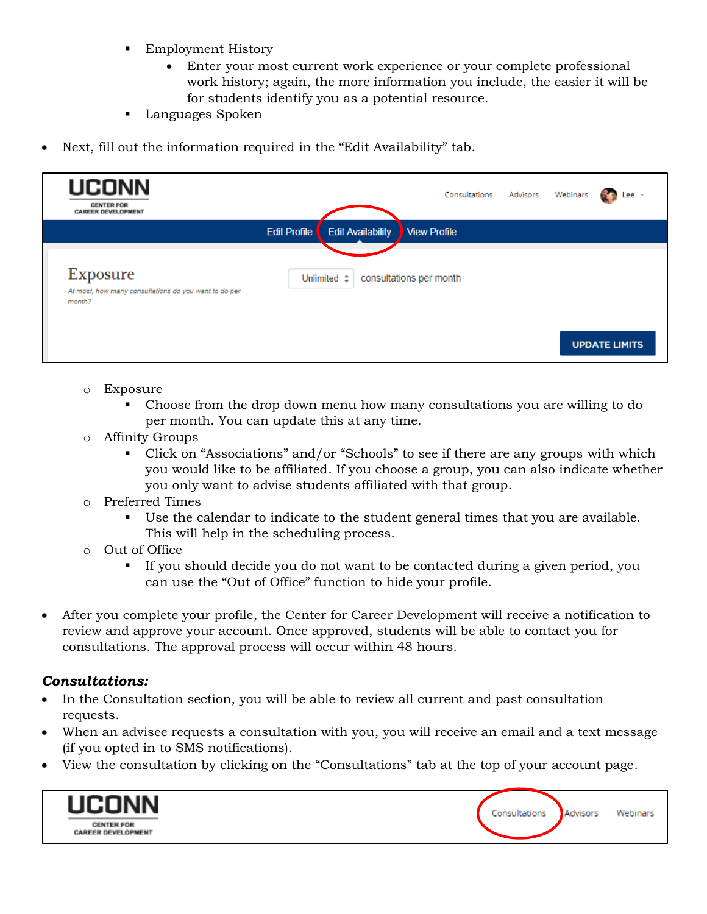- Employment History
        - Enter your most current work experience or your complete professional work history; again, the more information you include, the easier it will be for students identify you as a potential resource.
    - Languages Spoken

- Next, fill out the information required in the “Edit Availability” tab.

    - Exposure
        - Choose from the drop down menu how many consultations you are willing to do per month. You can update this at any time.
    - Affinity Groups
        - Click on “Associations” and/or “Schools” to see if there are any groups with which you would like to be affiliated. If you choose a group, you can also indicate whether you only want to advise students affiliated with that group.
    - Preferred Times
        - Use the calendar to indicate to the student general times that you are available. This will help in the scheduling process.
    - Out of Office
        - If you should decide you do not want to be contacted during a given period, you can use the “Out of Office” function to hide your profile.

- After you complete your profile, the Center for Career Development will receive a notification to review and approve your account. Once approved, students will be able to contact you for consultations. The approval process will occur within 48 hours.

***Consultations:***

- In the Consultation section, you will be able to review all current and past consultation requests.
- When an advisee requests a consultation with you, you will receive an email and a text message (if you opted in to SMS notifications).
- View the consultation by clicking on the “Consultations” tab at the top of your account page.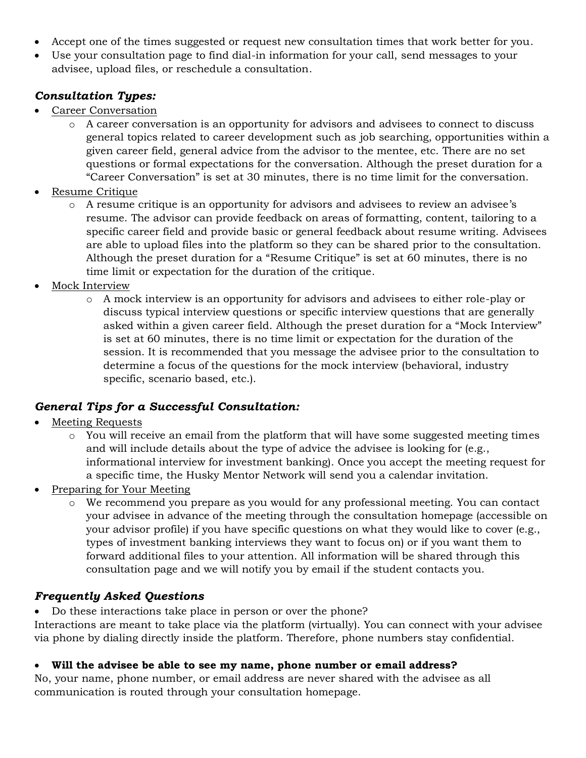- Accept one of the times suggested or request new consultation times that work better for you.
- Use your consultation page to find dial-in information for your call, send messages to your advisee, upload files, or reschedule a consultation.

### ***Consultation Types:***

- Career Conversation
    - A career conversation is an opportunity for advisors and advisees to connect to discuss general topics related to career development such as job searching, opportunities within a given career field, general advice from the advisor to the mentee, etc. There are no set questions or formal expectations for the conversation. Although the preset duration for a "Career Conversation" is set at 30 minutes, there is no time limit for the conversation.
- Resume Critique
    - A resume critique is an opportunity for advisors and advisees to review an advisee's resume. The advisor can provide feedback on areas of formatting, content, tailoring to a specific career field and provide basic or general feedback about resume writing. Advisees are able to upload files into the platform so they can be shared prior to the consultation. Although the preset duration for a "Resume Critique" is set at 60 minutes, there is no time limit or expectation for the duration of the critique.
- Mock Interview
    - A mock interview is an opportunity for advisors and advisees to either role-play or discuss typical interview questions or specific interview questions that are generally asked within a given career field. Although the preset duration for a "Mock Interview" is set at 60 minutes, there is no time limit or expectation for the duration of the session. It is recommended that you message the advisee prior to the consultation to determine a focus of the questions for the mock interview (behavioral, industry specific, scenario based, etc.).

### ***General Tips for a Successful Consultation:***

- Meeting Requests
    - You will receive an email from the platform that will have some suggested meeting times and will include details about the type of advice the advisee is looking for (e.g., informational interview for investment banking). Once you accept the meeting request for a specific time, the Husky Mentor Network will send you a calendar invitation.
- Preparing for Your Meeting
    - We recommend you prepare as you would for any professional meeting. You can contact your advisee in advance of the meeting through the consultation homepage (accessible on your advisor profile) if you have specific questions on what they would like to cover (e.g., types of investment banking interviews they want to focus on) or if you want them to forward additional files to your attention. All information will be shared through this consultation page and we will notify you by email if the student contacts you.

### ***Frequently Asked Questions***

- Do these interactions take place in person or over the phone?

Interactions are meant to take place via the platform (virtually). You can connect with your advisee via phone by dialing directly inside the platform. Therefore, phone numbers stay confidential.

- **Will the advisee be able to see my name, phone number or email address?**

No, your name, phone number, or email address are never shared with the advisee as all communication is routed through your consultation homepage.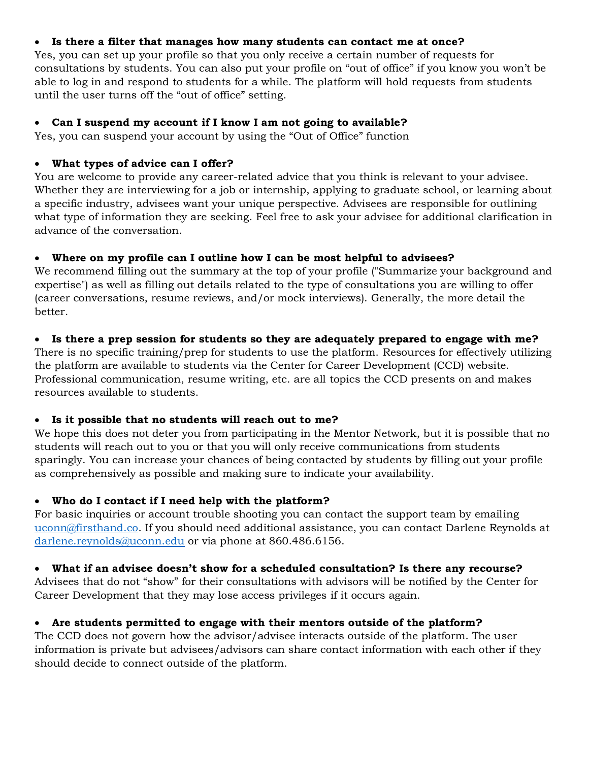- **Is there a filter that manages how many students can contact me at once?**

Yes, you can set up your profile so that you only receive a certain number of requests for consultations by students. You can also put your profile on "out of office" if you know you won't be able to log in and respond to students for a while. The platform will hold requests from students until the user turns off the "out of office" setting.

- **Can I suspend my account if I know I am not going to available?**

Yes, you can suspend your account by using the "Out of Office" function

- **What types of advice can I offer?**

You are welcome to provide any career-related advice that you think is relevant to your advisee. Whether they are interviewing for a job or internship, applying to graduate school, or learning about a specific industry, advisees want your unique perspective. Advisees are responsible for outlining what type of information they are seeking. Feel free to ask your advisee for additional clarification in advance of the conversation.

- **Where on my profile can I outline how I can be most helpful to advisees?**

We recommend filling out the summary at the top of your profile ("Summarize your background and expertise") as well as filling out details related to the type of consultations you are willing to offer (career conversations, resume reviews, and/or mock interviews). Generally, the more detail the better.

- **Is there a prep session for students so they are adequately prepared to engage with me?**

There is no specific training/prep for students to use the platform. Resources for effectively utilizing the platform are available to students via the Center for Career Development (CCD) website. Professional communication, resume writing, etc. are all topics the CCD presents on and makes resources available to students.

- **Is it possible that no students will reach out to me?**

We hope this does not deter you from participating in the Mentor Network, but it is possible that no students will reach out to you or that you will only receive communications from students sparingly. You can increase your chances of being contacted by students by filling out your profile as comprehensively as possible and making sure to indicate your availability.

- **Who do I contact if I need help with the platform?**

For basic inquiries or account trouble shooting you can contact the support team by emailing [uconn@firsthand.co](mailto:uconn@firsthand.co). If you should need additional assistance, you can contact Darlene Reynolds at [darlene.reynolds@uconn.edu](mailto:darlene.reynolds@uconn.edu) or via phone at 860.486.6156.

- **What if an advisee doesn't show for a scheduled consultation? Is there any recourse?**

Advisees that do not "show" for their consultations with advisors will be notified by the Center for Career Development that they may lose access privileges if it occurs again.

- **Are students permitted to engage with their mentors outside of the platform?**

The CCD does not govern how the advisor/advisee interacts outside of the platform. The user information is private but advisees/advisors can share contact information with each other if they should decide to connect outside of the platform.